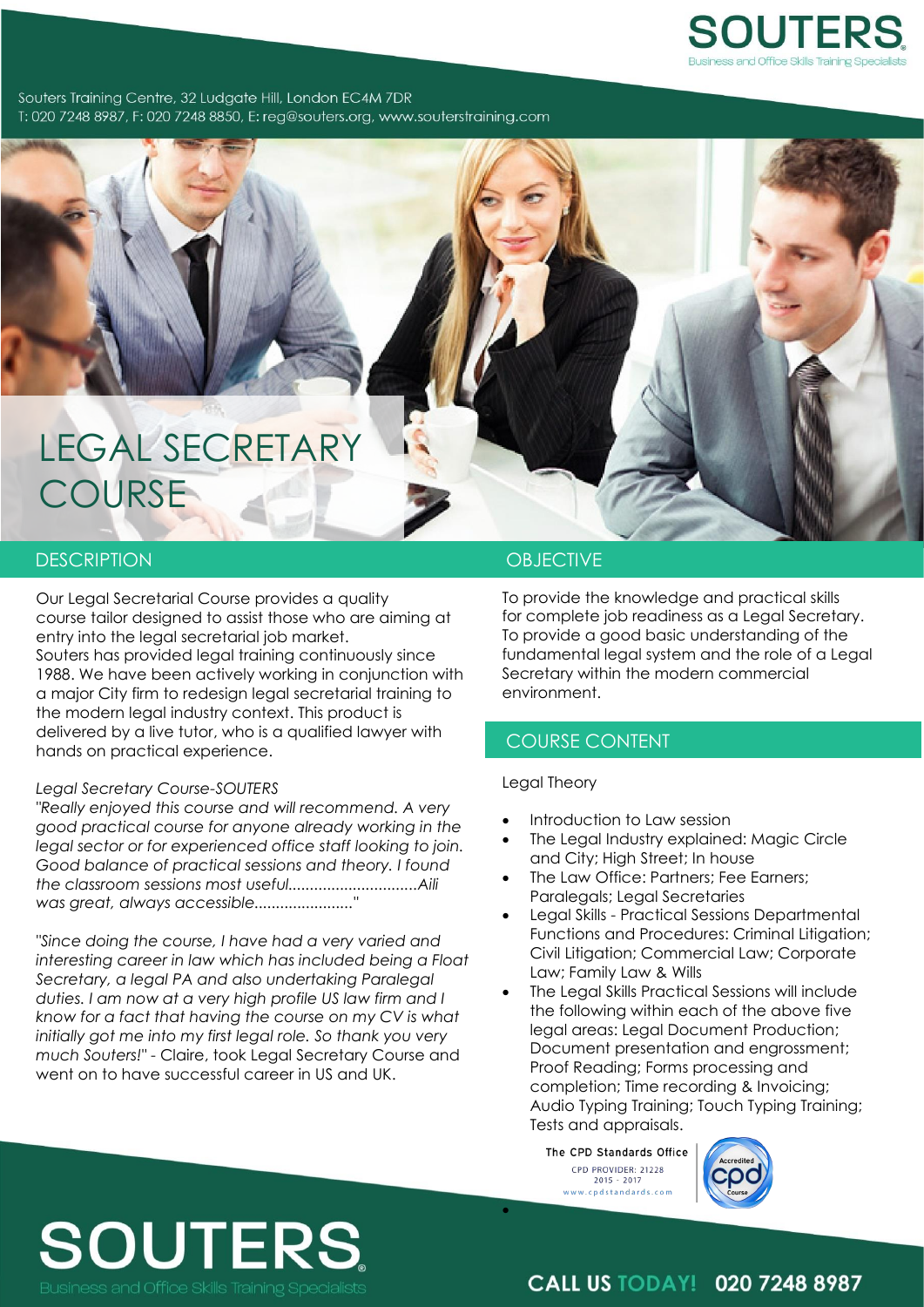# SOUTERS

Business and Office Skills Training Specialists

Souters Training Centre, 32 Ludgate Hill, London EC4M 7DR
T: 020 7248 8987, F: 020 7248 8850, E: reg@souters.org, www.souterstraining.com

# LEGAL SECRETARY COURSE

## DESCRIPTION

Our Legal Secretarial Course provides a quality course tailor designed to assist those who are aiming at entry into the legal secretarial job market.
Souters has provided legal training continuously since 1988. We have been actively working in conjunction with a major City firm to redesign legal secretarial training to the modern legal industry context. This product is delivered by a live tutor, who is a qualified lawyer with hands on practical experience.

*Legal Secretary Course-SOUTERS*
*"Really enjoyed this course and will recommend. A very good practical course for anyone already working in the legal sector or for experienced office staff looking to join. Good balance of practical sessions and theory. I found the classroom sessions most useful..............................Aili was great, always accessible......................."*

*"Since doing the course, I have had a very varied and interesting career in law which has included being a Float Secretary, a legal PA and also undertaking Paralegal duties. I am now at a very high profile US law firm and I know for a fact that having the course on my CV is what initially got me into my first legal role. So thank you very much Souters!"* - Claire, took Legal Secretary Course and went on to have successful career in US and UK.

## OBJECTIVE

To provide the knowledge and practical skills for complete job readiness as a Legal Secretary.
To provide a good basic understanding of the fundamental legal system and the role of a Legal Secretary within the modern commercial environment.

## COURSE CONTENT

Legal Theory

- Introduction to Law session
- The Legal Industry explained: Magic Circle and City; High Street; In house
- The Law Office: Partners; Fee Earners; Paralegals; Legal Secretaries
- Legal Skills - Practical Sessions Departmental Functions and Procedures: Criminal Litigation; Civil Litigation; Commercial Law; Corporate Law; Family Law & Wills
- The Legal Skills Practical Sessions will include the following within each of the above five legal areas: Legal Document Production; Document presentation and engrossment; Proof Reading; Forms processing and completion; Time recording & Invoicing; Audio Typing Training; Touch Typing Training; Tests and appraisals.

The CPD Standards Office
CPD PROVIDER: 21228
2015 - 2017
www.cpdstandards.com

Accredited cpd Course

# SOUTERS

Business and Office Skills Training Specialists

**CALL US TODAY! 020 7248 8987**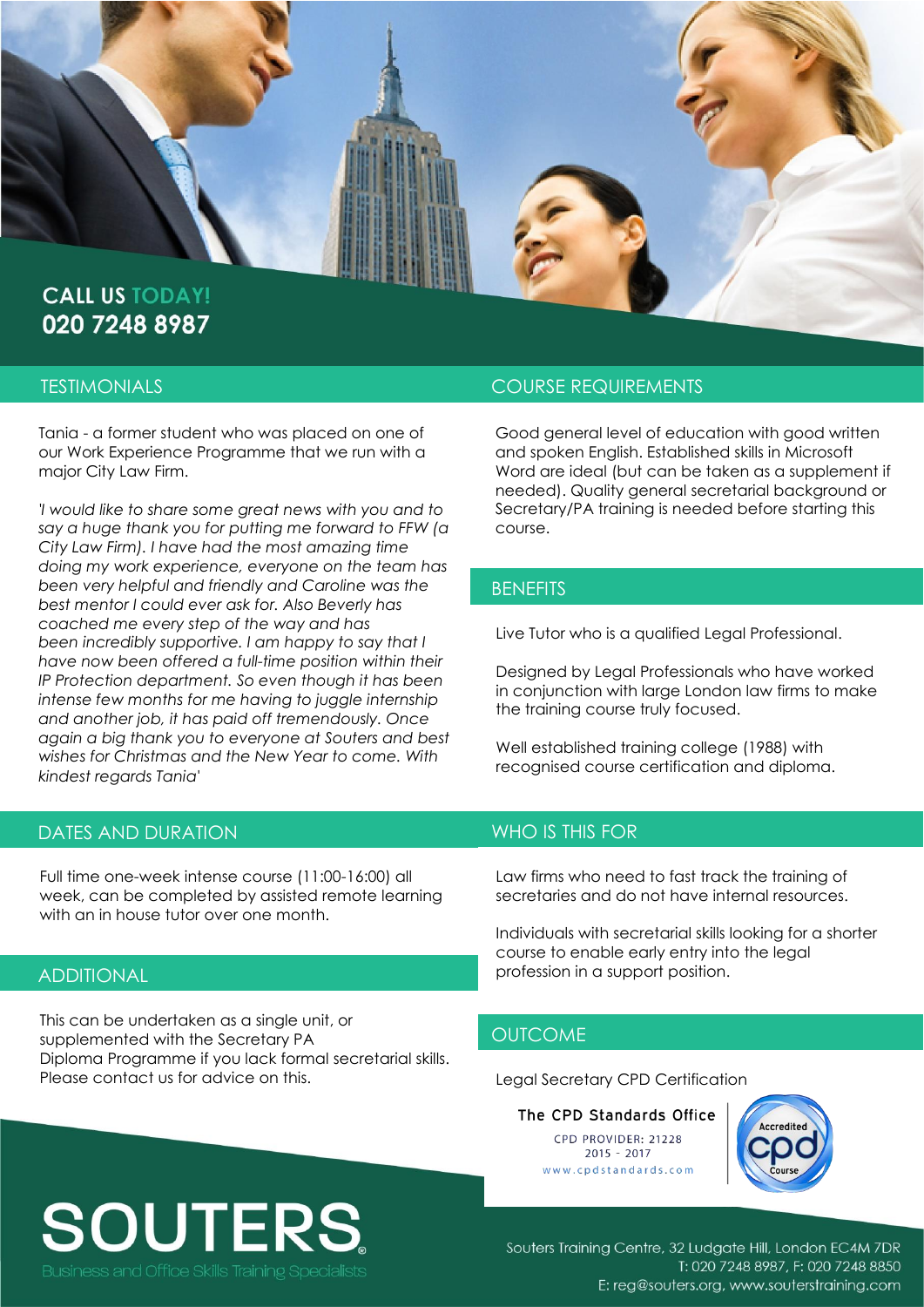CALL US TODAY!
020 7248 8987

## TESTIMONIALS

Tania - a former student who was placed on one of our Work Experience Programme that we run with a major City Law Firm.

*'I would like to share some great news with you and to say a huge thank you for putting me forward to FFW (a City Law Firm). I have had the most amazing time doing my work experience, everyone on the team has been very helpful and friendly and Caroline was the best mentor I could ever ask for. Also Beverly has coached me every step of the way and has been incredibly supportive. I am happy to say that I have now been offered a full-time position within their IP Protection department. So even though it has been intense few months for me having to juggle internship and another job, it has paid off tremendously. Once again a big thank you to everyone at Souters and best wishes for Christmas and the New Year to come. With kindest regards Tania'*

## DATES AND DURATION

Full time one-week intense course (11:00-16:00) all week, can be completed by assisted remote learning with an in house tutor over one month.

## ADDITIONAL

This can be undertaken as a single unit, or supplemented with the Secretary PA Diploma Programme if you lack formal secretarial skills. Please contact us for advice on this.

## COURSE REQUIREMENTS

Good general level of education with good written and spoken English. Established skills in Microsoft Word are ideal (but can be taken as a supplement if needed). Quality general secretarial background or Secretary/PA training is needed before starting this course.

## BENEFITS

Live Tutor who is a qualified Legal Professional.

Designed by Legal Professionals who have worked in conjunction with large London law firms to make the training course truly focused.

Well established training college (1988) with recognised course certification and diploma.

## WHO IS THIS FOR

Law firms who need to fast track the training of secretaries and do not have internal resources.

Individuals with secretarial skills looking for a shorter course to enable early entry into the legal profession in a support position.

## OUTCOME

Legal Secretary CPD Certification

The CPD Standards Office
CPD PROVIDER: 21228
2015 - 2017
www.cpdstandards.com

Accredited cpd Course

SOUTERS
Business and Office Skills Training Specialists

Souters Training Centre, 32 Ludgate Hill, London EC4M 7DR
T: 020 7248 8987, F: 020 7248 8850
E: reg@souters.org, www.souterstraining.com